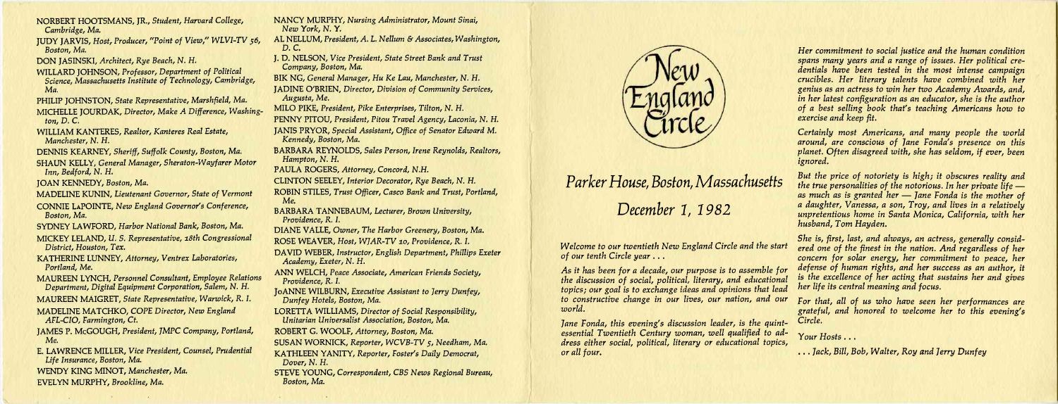NORBERT HOOTSMANS, JR., *Student, Harvard College, Cambridge, Ma.*

JUDY JARVIS, *Host, Producer, "Point of View," WLVI-TV 56, Boston, Ma.*

DON JASINSKI, *Architect, Rye Beach, N. H.*

WILLARD JOHNSON, *Professor, Department of Political Science, Massachusetts Institute of Technology, Cambridge, Ma.*

PHILIP JOHNSTON, *State Representative, Marshfield, Ma.*

MICHELLE JOURDAK, *Director, Make A Difference, Washington, D. C.*

WILLIAM KANTERES, *Realtor, Kanteres Real Estate, Manchester, N. H.*

DENNIS KEARNEY, *Sheriff, Suffolk County, Boston, Ma.*

SHAUN KELLY, *General Manager, Sheraton-Wayfarer Motor Inn, Bedford, N. H.*

JOAN KENNEDY, *Boston, Ma.*

MADELINE KUNIN, *Lieutenant Governor, State of Vermont*

CONNIE LaPOINTE, *New England Governor's Conference, Boston, Ma.*

SYDNEY LAWFORD, *Harbor National Bank, Boston, Ma.*

MICKEY LELAND, *U. S. Representative, 18th Congressional District, Houston, Tex.*

KATHERINE LUNNEY, *Attorney, Ventrex Laboratories, Portland, Me.*

MAUREEN LYNCH, *Personnel Consultant, Employee Relations Department, Digital Equipment Corporation, Salem, N. H.*

MAUREEN MAIGRET, *State Representative, Warwick, R. I.*

MADELINE MATCHKO, *COPE Director, New England AFL-CIO, Farmington, Ct.*

JAMES P. McGOUGH, *President, JMPC Company, Portland, Me.*

E. LAWRENCE MILLER, *Vice President, Counsel, Prudential Life Insurance, Boston, Ma.*

WENDY KING MINOT, *Manchester, Ma.*

EVELYN MURPHY, *Brookline, Ma.*

NANCY MURPHY, *Nursing Administrator, Mount Sinai, New York, N. Y.*

AL NELLUM, *President, A. L. Nellum & Associates, Washington, D. C.*

J. D. NELSON, *Vice President, State Street Bank and Trust Company, Boston, Ma.*

BIK NG, *General Manager, Hu Ke Lau, Manchester, N. H.*

JADINE O'BRIEN, *Director, Division of Community Services, Augusta, Me.*

MILO PIKE, *President, Pike Enterprises, Tilton, N. H.*

PENNY PITOU, *President, Pitou Travel Agency, Laconia, N. H.*

JANIS PRYOR, *Special Assistant, Office of Senator Edward M. Kennedy, Boston, Ma.*

BARBARA REYNOLDS, *Sales Person, Irene Reynolds, Realtors, Hampton, N. H.*

PAULA ROGERS, *Attorney, Concord, N.H.*

CLINTON SEELEY, *Interior Decorator, Rye Beach, N. H.*

ROBIN STILES, *Trust Officer, Casco Bank and Trust, Portland, Me.*

BARBARA TANNEBAUM, *Lecturer, Brown University, Providence, R. I.*

DIANE VALLE, *Owner, The Harbor Greenery, Boston, Ma.*

ROSE WEAVER, *Host, WJAR-TV 10, Providence, R. I.*

DAVID WEBER, *Instructor, English Department, Phillips Exeter Academy, Exeter, N. H.*

ANN WELCH, *Peace Associate, American Friends Society, Providence, R. I.*

JoANNE WILBURN, *Executive Assistant to Jerry Dunfey, Dunfey Hotels, Boston, Ma.*

LORETTA WILLIAMS, *Director of Social Responsibility, Unitarian Universalist Association, Boston, Ma.*

ROBERT G. WOOLF, *Attorney, Boston, Ma.*

SUSAN WORNICK, *Reporter, WCVB-TV 5, Needham, Ma.*

KATHLEEN YANITY, *Reporter, Foster's Daily Democrat, Dover, N. H.*

STEVE YOUNG, *Correspondent, CBS News Regional Bureau, Boston, Ma.*

# New England Circle

## *Parker House, Boston, Massachusetts*

## *December 1, 1982*

*Welcome to our twentieth New England Circle and the start of our tenth Circle year . . .*

*As it has been for a decade, our purpose is to assemble for the discussion of social, political, literary, and educational topics; our goal is to exchange ideas and opinions that lead to constructive change in our lives, our nation, and our world.*

*Jane Fonda, this evening's discussion leader, is the quintessential Twentieth Century woman, well qualified to address either social, political, literary or educational topics, or all four.*

*Her commitment to social justice and the human condition spans many years and a range of issues. Her political credentials have been tested in the most intense campaign crucibles. Her literary talents have combined with her genius as an actress to win her two Academy Awards, and, in her latest configuration as an educator, she is the author of a best selling book that's teaching Americans how to exercise and keep fit.*

*Certainly most Americans, and many people the world around, are conscious of Jane Fonda's presence on this planet. Often disagreed with, she has seldom, if ever, been ignored.*

*But the price of notoriety is high; it obscures reality and the true personalities of the notorious. In her private life — as much as is granted her — Jane Fonda is the mother of a daughter, Vanessa, a son, Troy, and lives in a relatively unpretentious home in Santa Monica, California, with her husband, Tom Hayden.*

*She is, first, last, and always, an actress, generally considered one of the finest in the nation. And regardless of her concern for solar energy, her commitment to peace, her defense of human rights, and her success as an author, it is the excellence of her acting that sustains her and gives her life its central meaning and focus.*

*For that, all of us who have seen her performances are grateful, and honored to welcome her to this evening's Circle.*

*Your Hosts . . .*

*. . . Jack, Bill, Bob, Walter, Roy and Jerry Dunfey*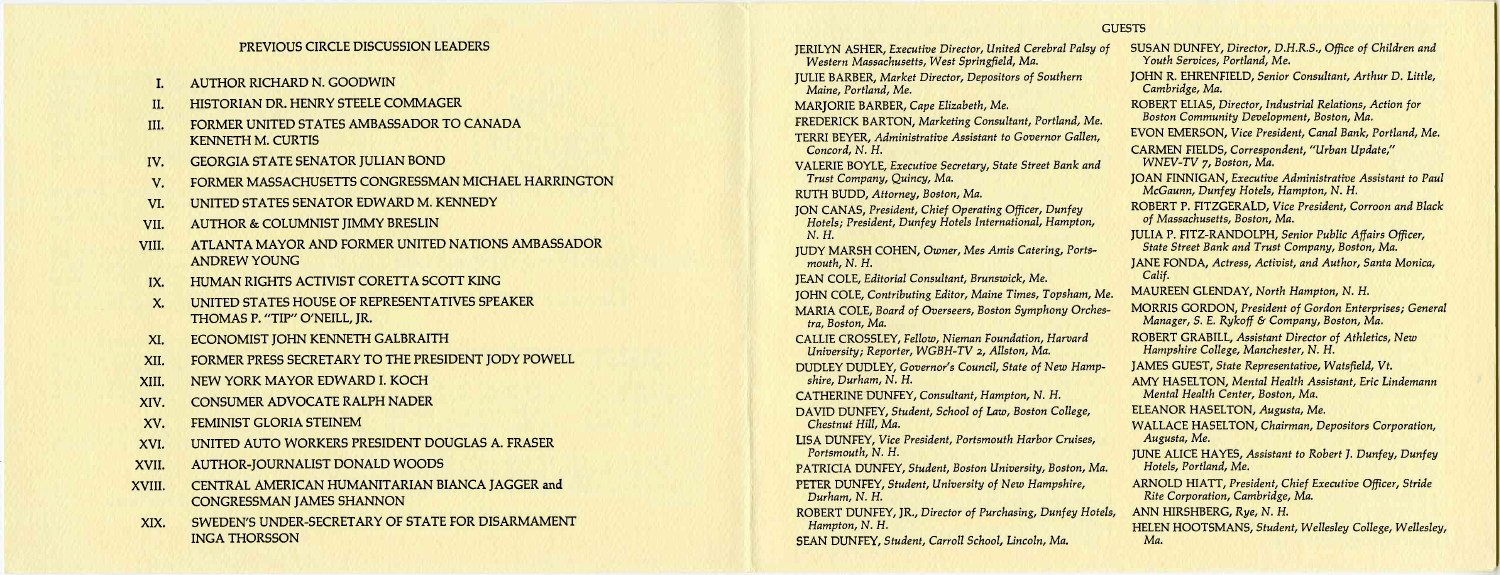## PREVIOUS CIRCLE DISCUSSION LEADERS

I. AUTHOR RICHARD N. GOODWIN

II. HISTORIAN DR. HENRY STEELE COMMAGER

III. FORMER UNITED STATES AMBASSADOR TO CANADA KENNETH M. CURTIS

IV. GEORGIA STATE SENATOR JULIAN BOND

V. FORMER MASSACHUSETTS CONGRESSMAN MICHAEL HARRINGTON

VI. UNITED STATES SENATOR EDWARD M. KENNEDY

VII. AUTHOR & COLUMNIST JIMMY BRESLIN

VIII. ATLANTA MAYOR AND FORMER UNITED NATIONS AMBASSADOR ANDREW YOUNG

IX. HUMAN RIGHTS ACTIVIST CORETTA SCOTT KING

X. UNITED STATES HOUSE OF REPRESENTATIVES SPEAKER THOMAS P. "TIP" O'NEILL, JR.

XI. ECONOMIST JOHN KENNETH GALBRAITH

XII. FORMER PRESS SECRETARY TO THE PRESIDENT JODY POWELL

XIII. NEW YORK MAYOR EDWARD I. KOCH

XIV. CONSUMER ADVOCATE RALPH NADER

XV. FEMINIST GLORIA STEINEM

XVI. UNITED AUTO WORKERS PRESIDENT DOUGLAS A. FRASER

XVII. AUTHOR-JOURNALIST DONALD WOODS

XVIII. CENTRAL AMERICAN HUMANITARIAN BIANCA JAGGER and CONGRESSMAN JAMES SHANNON

XIX. SWEDEN'S UNDER-SECRETARY OF STATE FOR DISARMAMENT INGA THORSSON

## GUESTS

JERILYN ASHER, *Executive Director, United Cerebral Palsy of Western Massachusetts, West Springfield, Ma.*

JULIE BARBER, *Market Director, Depositors of Southern Maine, Portland, Me.*

MARJORIE BARBER, *Cape Elizabeth, Me.*

FREDERICK BARTON, *Marketing Consultant, Portland, Me.*

TERRI BEYER, *Administrative Assistant to Governor Gallen, Concord, N. H.*

VALERIE BOYLE, *Executive Secretary, State Street Bank and Trust Company, Quincy, Ma.*

RUTH BUDD, *Attorney, Boston, Ma.*

JON CANAS, *President, Chief Operating Officer, Dunfey Hotels; President, Dunfey Hotels International, Hampton, N. H.*

JUDY MARSH COHEN, *Owner, Mes Amis Catering, Portsmouth, N. H.*

JEAN COLE, *Editorial Consultant, Brunswick, Me.*

JOHN COLE, *Contributing Editor, Maine Times, Topsham, Me.*

MARIA COLE, *Board of Overseers, Boston Symphony Orchestra, Boston, Ma.*

CALLIE CROSSLEY, *Fellow, Nieman Foundation, Harvard University; Reporter, WGBH-TV 2, Allston, Ma.*

DUDLEY DUDLEY, *Governor's Council, State of New Hampshire, Durham, N. H.*

CATHERINE DUNFEY, *Consultant, Hampton, N. H.*

DAVID DUNFEY, *Student, School of Law, Boston College, Chestnut Hill, Ma.*

LISA DUNFEY, *Vice President, Portsmouth Harbor Cruises, Portsmouth, N. H.*

PATRICIA DUNFEY, *Student, Boston University, Boston, Ma.*

PETER DUNFEY, *Student, University of New Hampshire, Durham, N. H.*

ROBERT DUNFEY, JR., *Director of Purchasing, Dunfey Hotels, Hampton, N. H.*

SEAN DUNFEY, *Student, Carroll School, Lincoln, Ma.*

SUSAN DUNFEY, *Director, D.H.R.S., Office of Children and Youth Services, Portland, Me.*

JOHN R. EHRENFIELD, *Senior Consultant, Arthur D. Little, Cambridge, Ma.*

ROBERT ELIAS, *Director, Industrial Relations, Action for Boston Community Development, Boston, Ma.*

EVON EMERSON, *Vice President, Canal Bank, Portland, Me.*

CARMEN FIELDS, *Correspondent, "Urban Update," WNEV-TV 7, Boston, Ma.*

JOAN FINNIGAN, *Executive Administrative Assistant to Paul McGaunn, Dunfey Hotels, Hampton, N. H.*

ROBERT P. FITZGERALD, *Vice President, Corroon and Black of Massachusetts, Boston, Ma.*

JULIA P. FITZ-RANDOLPH, *Senior Public Affairs Officer, State Street Bank and Trust Company, Boston, Ma.*

JANE FONDA, *Actress, Activist, and Author, Santa Monica, Calif.*

MAUREEN GLENDAY, *North Hampton, N. H.*

MORRIS GORDON, *President of Gordon Enterprises; General Manager, S. E. Rykoff & Company, Boston, Ma.*

ROBERT GRABILL, *Assistant Director of Athletics, New Hampshire College, Manchester, N. H.*

JAMES GUEST, *State Representative, Watsfield, Vt.*

AMY HASELTON, *Mental Health Assistant, Eric Lindemann Mental Health Center, Boston, Ma.*

ELEANOR HASELTON, *Augusta, Me.*

WALLACE HASELTON, *Chairman, Depositors Corporation, Augusta, Me.*

JUNE ALICE HAYES, *Assistant to Robert J. Dunfey, Dunfey Hotels, Portland, Me.*

ARNOLD HIATT, *President, Chief Executive Officer, Stride Rite Corporation, Cambridge, Ma.*

ANN HIRSHBERG, *Rye, N. H.*

HELEN HOOTSMANS, *Student, Wellesley College, Wellesley, Ma.*